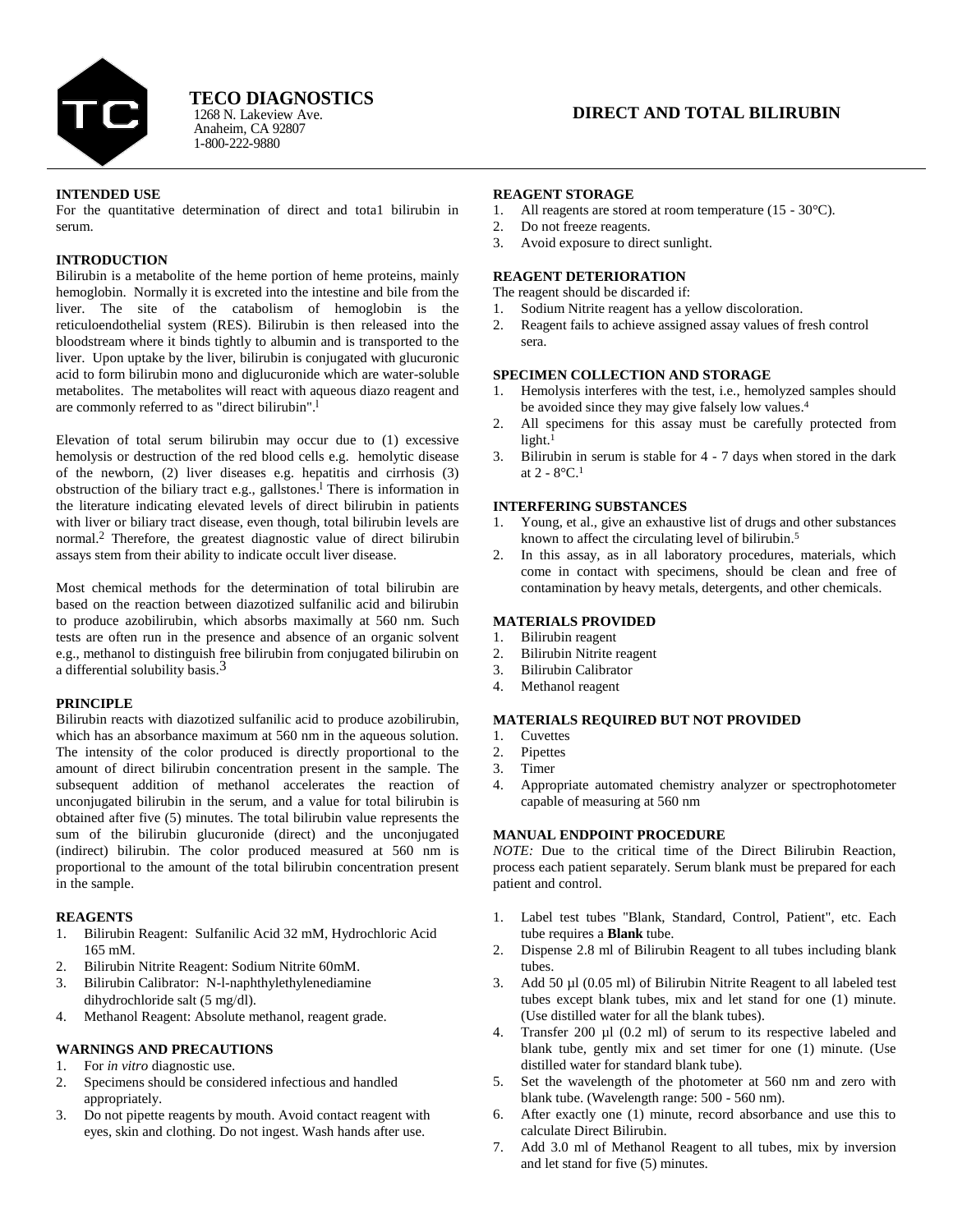# TECO DIAGNOSTICS

1268 N. Lakeview Ave.
Anaheim, CA 92807
1-800-222-9880

# DIRECT AND TOTAL BILIRUBIN

## INTENDED USE

For the quantitative determination of direct and tota1 bilirubin in serum.

## INTRODUCTION

Bilirubin is a metabolite of the heme portion of heme proteins, mainly hemoglobin. Normally it is excreted into the intestine and bile from the liver. The site of the catabolism of hemoglobin is the reticuloendothelial system (RES). Bilirubin is then released into the bloodstream where it binds tightly to albumin and is transported to the liver. Upon uptake by the liver, bilirubin is conjugated with glucuronic acid to form bilirubin mono and diglucuronide which are water-soluble metabolites. The metabolites will react with aqueous diazo reagent and are commonly referred to as "direct bilirubin".[1]

Elevation of total serum bilirubin may occur due to (1) excessive hemolysis or destruction of the red blood cells e.g. hemolytic disease of the newborn, (2) liver diseases e.g. hepatitis and cirrhosis (3) obstruction of the biliary tract e.g., gallstones.[1] There is information in the literature indicating elevated levels of direct bilirubin in patients with liver or biliary tract disease, even though, total bilirubin levels are normal.[2] Therefore, the greatest diagnostic value of direct bilirubin assays stem from their ability to indicate occult liver disease.

Most chemical methods for the determination of total bilirubin are based on the reaction between diazotized sulfanilic acid and bilirubin to produce azobilirubin, which absorbs maximally at 560 nm. Such tests are often run in the presence and absence of an organic solvent e.g., methanol to distinguish free bilirubin from conjugated bilirubin on a differential solubility basis.[3]

## PRINCIPLE

Bilirubin reacts with diazotized sulfanilic acid to produce azobilirubin, which has an absorbance maximum at 560 nm in the aqueous solution. The intensity of the color produced is directly proportional to the amount of direct bilirubin concentration present in the sample. The subsequent addition of methanol accelerates the reaction of unconjugated bilirubin in the serum, and a value for total bilirubin is obtained after five (5) minutes. The total bilirubin value represents the sum of the bilirubin glucuronide (direct) and the unconjugated (indirect) bilirubin. The color produced measured at 560 nm is proportional to the amount of the total bilirubin concentration present in the sample.

## REAGENTS

1. Bilirubin Reagent: Sulfanilic Acid 32 mM, Hydrochloric Acid 165 mM.
2. Bilirubin Nitrite Reagent: Sodium Nitrite 60mM.
3. Bilirubin Calibrator: N-l-naphthylethylenediamine dihydrochloride salt (5 mg/dl).
4. Methanol Reagent: Absolute methanol, reagent grade.

## WARNINGS AND PRECAUTIONS

1. For *in vitro* diagnostic use.
2. Specimens should be considered infectious and handled appropriately.
3. Do not pipette reagents by mouth. Avoid contact reagent with eyes, skin and clothing. Do not ingest. Wash hands after use.

## REAGENT STORAGE

1. All reagents are stored at room temperature (15 - 30°C).
2. Do not freeze reagents.
3. Avoid exposure to direct sunlight.

## REAGENT DETERIORATION

The reagent should be discarded if:

1. Sodium Nitrite reagent has a yellow discoloration.
2. Reagent fails to achieve assigned assay values of fresh control sera.

## SPECIMEN COLLECTION AND STORAGE

1. Hemolysis interferes with the test, i.e., hemolyzed samples should be avoided since they may give falsely low values.[4]
2. All specimens for this assay must be carefully protected from light.[1]
3. Bilirubin in serum is stable for 4 - 7 days when stored in the dark at 2 - 8°C.[1]

## INTERFERING SUBSTANCES

1. Young, et al., give an exhaustive list of drugs and other substances known to affect the circulating level of bilirubin.[5]
2. In this assay, as in all laboratory procedures, materials, which come in contact with specimens, should be clean and free of contamination by heavy metals, detergents, and other chemicals.

## MATERIALS PROVIDED

1. Bilirubin reagent
2. Bilirubin Nitrite reagent
3. Bilirubin Calibrator
4. Methanol reagent

## MATERIALS REQUIRED BUT NOT PROVIDED

1. Cuvettes
2. Pipettes
3. Timer
4. Appropriate automated chemistry analyzer or spectrophotometer capable of measuring at 560 nm

## MANUAL ENDPOINT PROCEDURE

*NOTE:* Due to the critical time of the Direct Bilirubin Reaction, process each patient separately. Serum blank must be prepared for each patient and control.

1. Label test tubes "Blank, Standard, Control, Patient", etc. Each tube requires a **Blank** tube.
2. Dispense 2.8 ml of Bilirubin Reagent to all tubes including blank tubes.
3. Add 50 µl (0.05 ml) of Bilirubin Nitrite Reagent to all labeled test tubes except blank tubes, mix and let stand for one (1) minute. (Use distilled water for all the blank tubes).
4. Transfer 200 µl (0.2 ml) of serum to its respective labeled and blank tube, gently mix and set timer for one (1) minute. (Use distilled water for standard blank tube).
5. Set the wavelength of the photometer at 560 nm and zero with blank tube. (Wavelength range: 500 - 560 nm).
6. After exactly one (1) minute, record absorbance and use this to calculate Direct Bilirubin.
7. Add 3.0 ml of Methanol Reagent to all tubes, mix by inversion and let stand for five (5) minutes.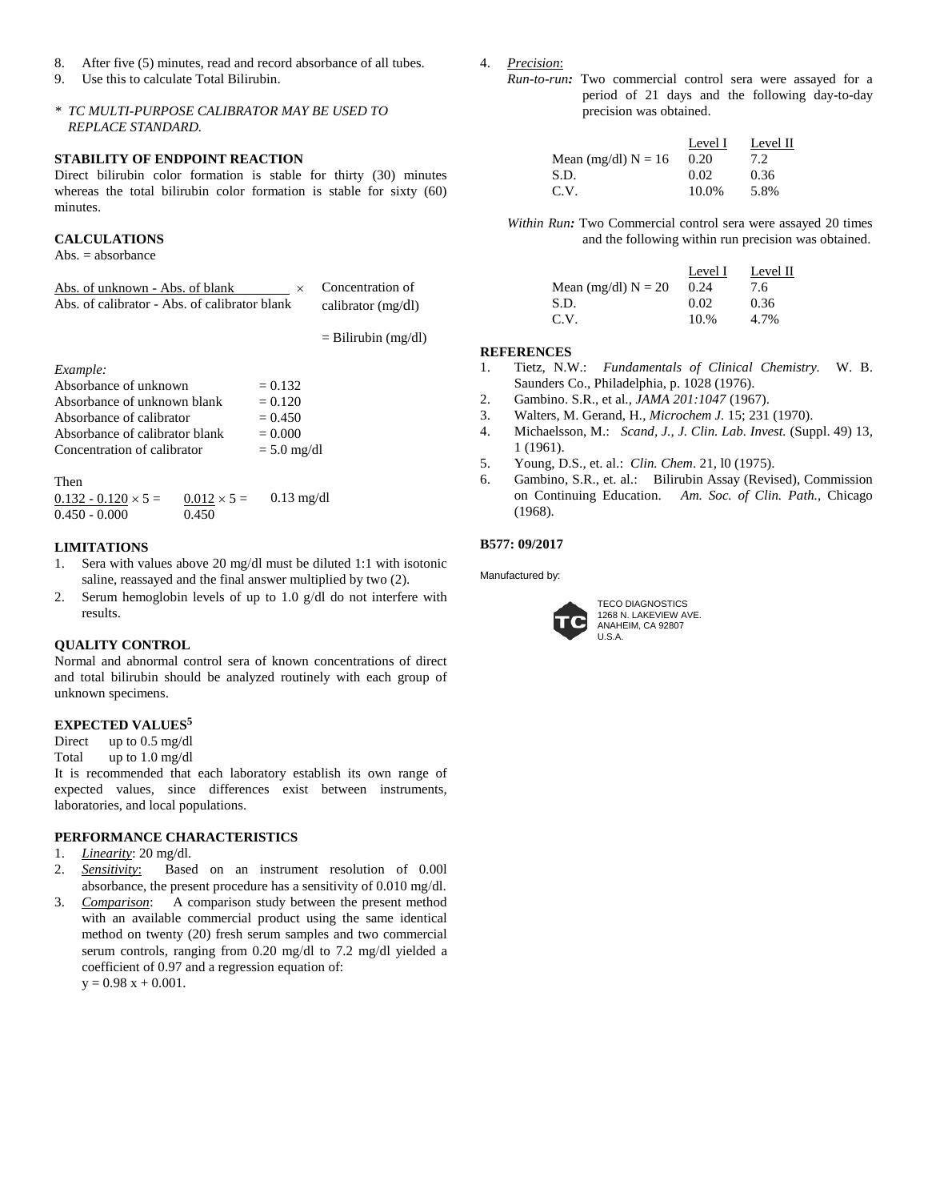8. After five (5) minutes, read and record absorbance of all tubes.
9. Use this to calculate Total Bilirubin.

*\* TC MULTI-PURPOSE CALIBRATOR MAY BE USED TO REPLACE STANDARD.*

## STABILITY OF ENDPOINT REACTION

Direct bilirubin color formation is stable for thirty (30) minutes whereas the total bilirubin color formation is stable for sixty (60) minutes.

## CALCULATIONS

Abs. = absorbance

$$\frac{\text{Abs. of unknown - Abs. of blank}}{\text{Abs. of calibrator - Abs. of calibrator blank}} \times \text{Concentration of calibrator (mg/dl)} = \text{Bilirubin (mg/dl)}$$

*Example:*

| | |
|---|---|
| Absorbance of unknown | = 0.132 |
| Absorbance of unknown blank | = 0.120 |
| Absorbance of calibrator | = 0.450 |
| Absorbance of calibrator blank | = 0.000 |
| Concentration of calibrator | = 5.0 mg/dl |

Then

$$\frac{0.132 - 0.120}{0.450 - 0.000} \times 5 = \frac{0.012}{0.450} \times 5 = 0.13 \text{ mg/dl}$$

## LIMITATIONS

1. Sera with values above 20 mg/dl must be diluted 1:1 with isotonic saline, reassayed and the final answer multiplied by two (2).
2. Serum hemoglobin levels of up to 1.0 g/dl do not interfere with results.

## QUALITY CONTROL

Normal and abnormal control sera of known concentrations of direct and total bilirubin should be analyzed routinely with each group of unknown specimens.

## EXPECTED VALUES[5]

Direct up to 0.5 mg/dl
Total up to 1.0 mg/dl

It is recommended that each laboratory establish its own range of expected values, since differences exist between instruments, laboratories, and local populations.

## PERFORMANCE CHARACTERISTICS

1. *Linearity*: 20 mg/dl.
2. *Sensitivity*: Based on an instrument resolution of 0.00l absorbance, the present procedure has a sensitivity of 0.010 mg/dl.
3. *Comparison*: A comparison study between the present method with an available commercial product using the same identical method on twenty (20) fresh serum samples and two commercial serum controls, ranging from 0.20 mg/dl to 7.2 mg/dl yielded a coefficient of 0.97 and a regression equation of: $y = 0.98\,x + 0.001$.
4. *Precision*:

   ***Run-to-run:*** Two commercial control sera were assayed for a period of 21 days and the following day-to-day precision was obtained.

| | Level I | Level II |
|---|---|---|
| Mean (mg/dl) N = 16 | 0.20 | 7.2 |
| S.D. | 0.02 | 0.36 |
| C.V. | 10.0% | 5.8% |

   ***Within Run:*** Two Commercial control sera were assayed 20 times and the following within run precision was obtained.

| | Level I | Level II |
|---|---|---|
| Mean (mg/dl) N = 20 | 0.24 | 7.6 |
| S.D. | 0.02 | 0.36 |
| C.V. | 10.% | 4.7% |

## REFERENCES

1. Tietz, N.W.: *Fundamentals of Clinical Chemistry*. W. B. Saunders Co., Philadelphia, p. 1028 (1976).
2. Gambino. S.R., et al., *JAMA 201:1047* (1967).
3. Walters, M. Gerand, H., *Microchem J.* 15; 231 (1970).
4. Michaelsson, M.: *Scand, J., J. Clin. Lab. Invest.* (Suppl. 49) 13, 1 (1961).
5. Young, D.S., et. al.: *Clin. Chem*. 21, l0 (1975).
6. Gambino, S.R., et. al.: Bilirubin Assay (Revised), Commission on Continuing Education. *Am. Soc. of Clin. Path.*, Chicago (1968).

**B577: 09/2017**

Manufactured by:

TECO DIAGNOSTICS
1268 N. LAKEVIEW AVE.
ANAHEIM, CA 92807
U.S.A.